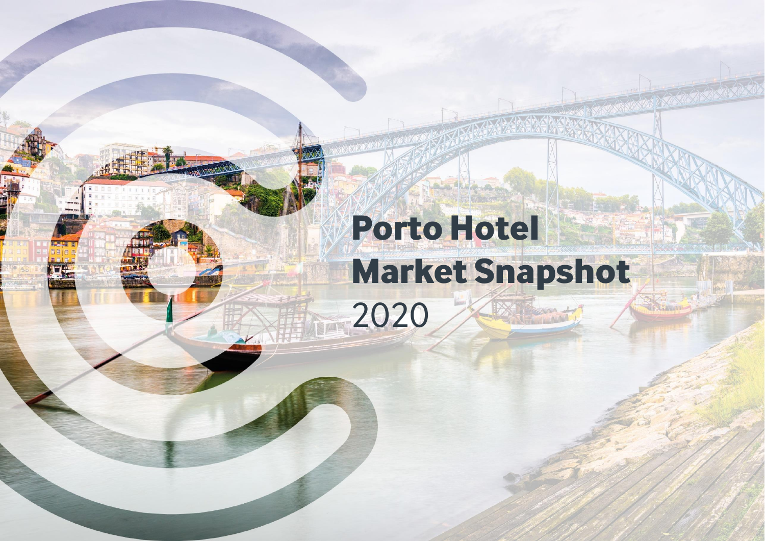# Porto Hotel Market Snapshot

2020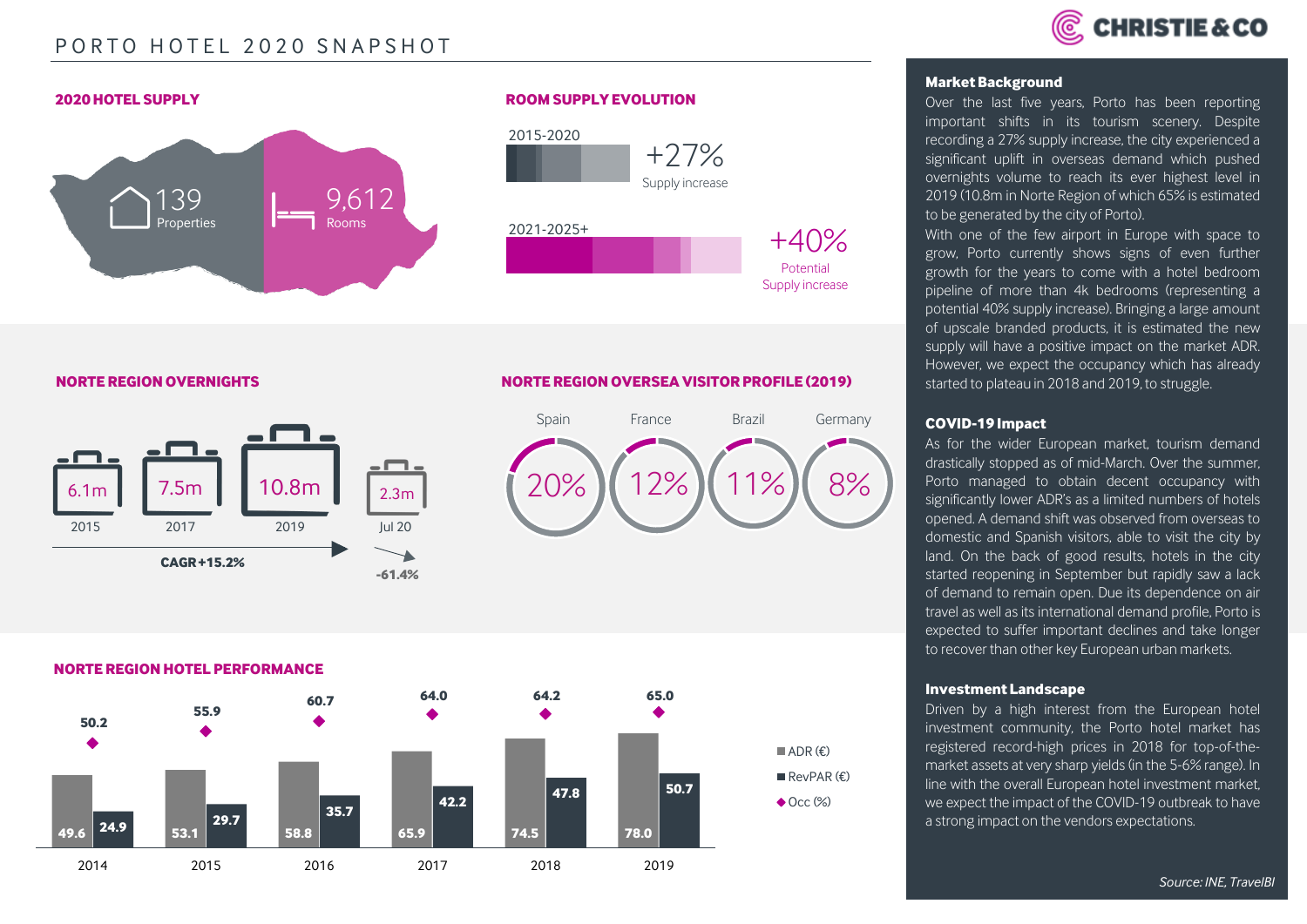# PORTO HOTEL 2020 SNAPSHOT

## 2020 HOTEL SUPPLY

139 Properties

9,612 Rooms

## ROOM SUPPLY EVOLUTION

2015-2020: +27% Supply increase

2021-2025+: +40% Potential Supply increase

## NORTE REGION OVERNIGHTS

| 2015 | 2017 | 2019 | Jul 20 |
|---|---|---|---|
| 6.1m | 7.5m | 10.8m | 2.3m |

CAGR +15.2%

-61.4%

## NORTE REGION OVERSEA VISITOR PROFILE (2019)

| Spain | France | Brazil | Germany |
|---|---|---|---|
| 20% | 12% | 11% | 8% |

## NORTE REGION HOTEL PERFORMANCE

| | 2014 | 2015 | 2016 | 2017 | 2018 | 2019 |
|---|---|---|---|---|---|---|
| ADR (€) | 49.6 | 53.1 | 58.8 | 65.9 | 74.5 | 78.0 |
| RevPAR (€) | 24.9 | 29.7 | 35.7 | 42.2 | 47.8 | 50.7 |
| Occ (%) | 50.2 | 55.9 | 60.7 | 64.0 | 64.2 | 65.0 |

### Market Background

Over the last five years, Porto has been reporting important shifts in its tourism scenery. Despite recording a 27% supply increase, the city experienced a significant uplift in overseas demand which pushed overnights volume to reach its ever highest level in 2019 (10.8m in Norte Region of which 65% is estimated to be generated by the city of Porto).

With one of the few airport in Europe with space to grow, Porto currently shows signs of even further growth for the years to come with a hotel bedroom pipeline of more than 4k bedrooms (representing a potential 40% supply increase). Bringing a large amount of upscale branded products, it is estimated the new supply will have a positive impact on the market ADR. However, we expect the occupancy which has already started to plateau in 2018 and 2019, to struggle.

### COVID-19 Impact

As for the wider European market, tourism demand drastically stopped as of mid-March. Over the summer, Porto managed to obtain decent occupancy with significantly lower ADR's as a limited numbers of hotels opened. A demand shift was observed from overseas to domestic and Spanish visitors, able to visit the city by land. On the back of good results, hotels in the city started reopening in September but rapidly saw a lack of demand to remain open. Due its dependence on air travel as well as its international demand profile, Porto is expected to suffer important declines and take longer to recover than other key European urban markets.

### Investment Landscape

Driven by a high interest from the European hotel investment community, the Porto hotel market has registered record-high prices in 2018 for top-of-the-market assets at very sharp yields (in the 5-6% range). In line with the overall European hotel investment market, we expect the impact of the COVID-19 outbreak to have a strong impact on the vendors expectations.

*Source: INE, TravelBI*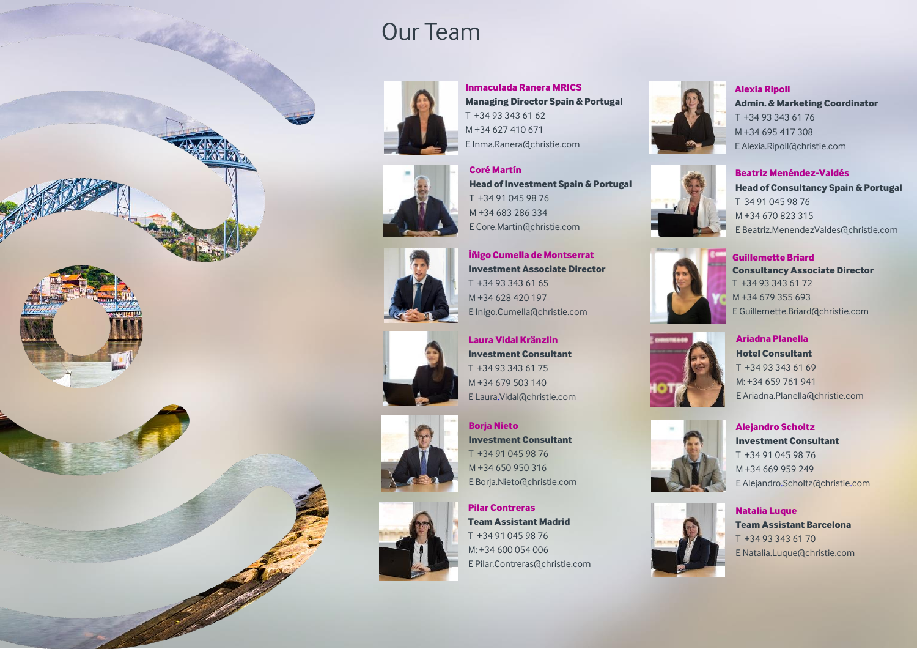# Our Team

**Inmaculada Ranera MRICS**
**Managing Director Spain & Portugal**
T +34 93 343 61 62
M +34 627 410 671
E Inma.Ranera@christie.com

**Coré Martín**
**Head of Investment Spain & Portugal**
T +34 91 045 98 76
M +34 683 286 334
E Core.Martin@christie.com

**Íñigo Cumella de Montserrat**
**Investment Associate Director**
T +34 93 343 61 65
M +34 628 420 197
E Inigo.Cumella@christie.com

**Laura Vidal Kränzlin**
**Investment Consultant**
T +34 93 343 61 75
M +34 679 503 140
E Laura.Vidal@christie.com

**Borja Nieto**
**Investment Consultant**
T +34 91 045 98 76
M +34 650 950 316
E Borja.Nieto@christie.com

**Pilar Contreras**
**Team Assistant Madrid**
T +34 91 045 98 76
M: +34 600 054 006
E Pilar.Contreras@christie.com

**Alexia Ripoll**
**Admin. & Marketing Coordinator**
T +34 93 343 61 76
M +34 695 417 308
E Alexia.Ripoll@christie.com

**Beatriz Menéndez-Valdés**
**Head of Consultancy Spain & Portugal**
T 34 91 045 98 76
M +34 670 823 315
E Beatriz.MenendezValdes@christie.com

**Guillemette Briard**
**Consultancy Associate Director**
T +34 93 343 61 72
M +34 679 355 693
E Guillemette.Briard@christie.com

**Ariadna Planella**
**Hotel Consultant**
T +34 93 343 61 69
M: +34 659 761 941
E Ariadna.Planella@christie.com

**Alejandro Scholtz**
**Investment Consultant**
T +34 91 045 98 76
M +34 669 959 249
E Alejandro.Scholtz@christie.com

**Natalia Luque**
**Team Assistant Barcelona**
T +34 93 343 61 70
E Natalia.Luque@christie.com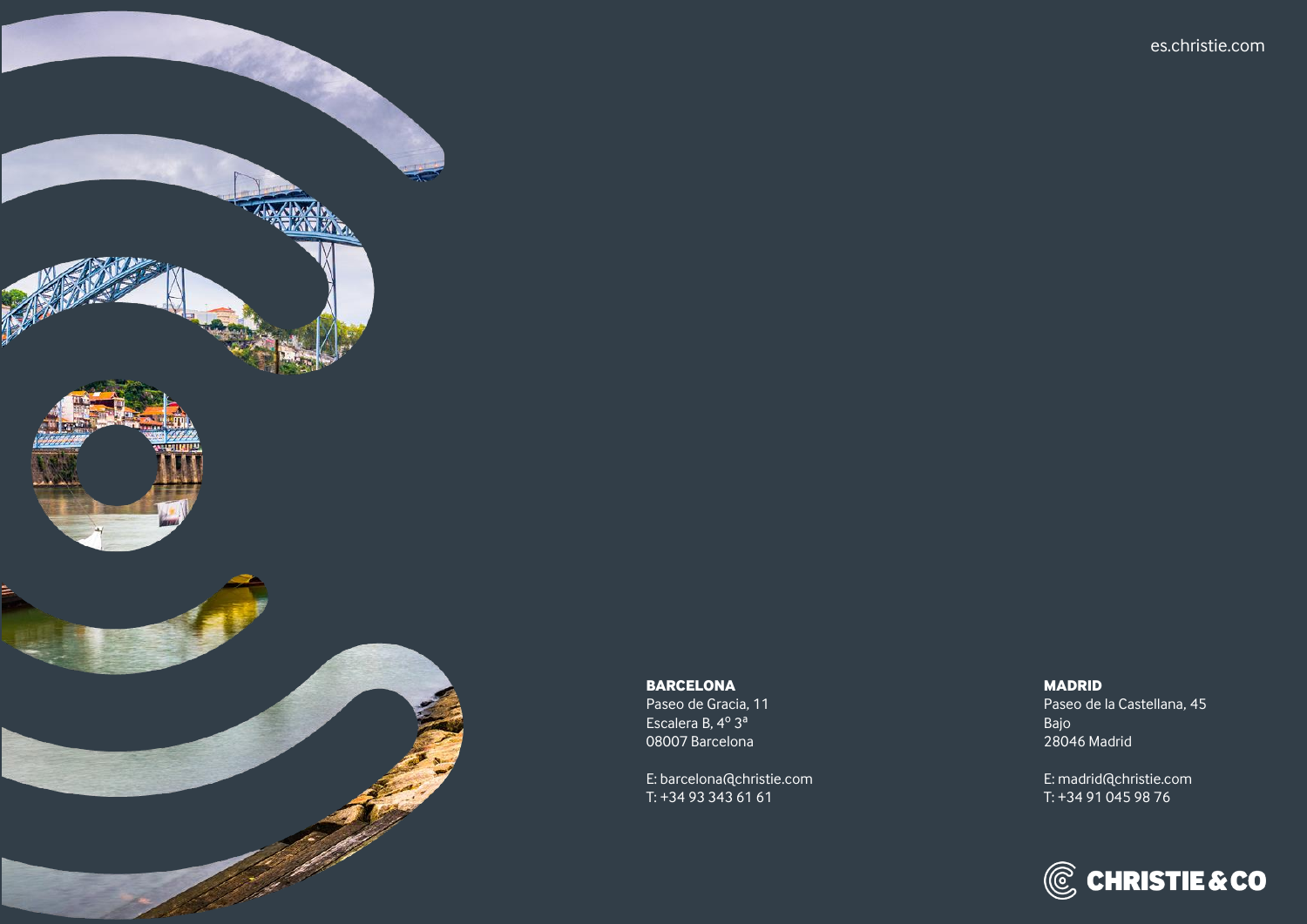es.christie.com

**BARCELONA**
Paseo de Gracia, 11
Escalera B, 4º 3ª
08007 Barcelona

E: barcelona@christie.com
T: +34 93 343 61 61

**MADRID**
Paseo de la Castellana, 45
Bajo
28046 Madrid

E: madrid@christie.com
T: +34 91 045 98 76

CHRISTIE & CO